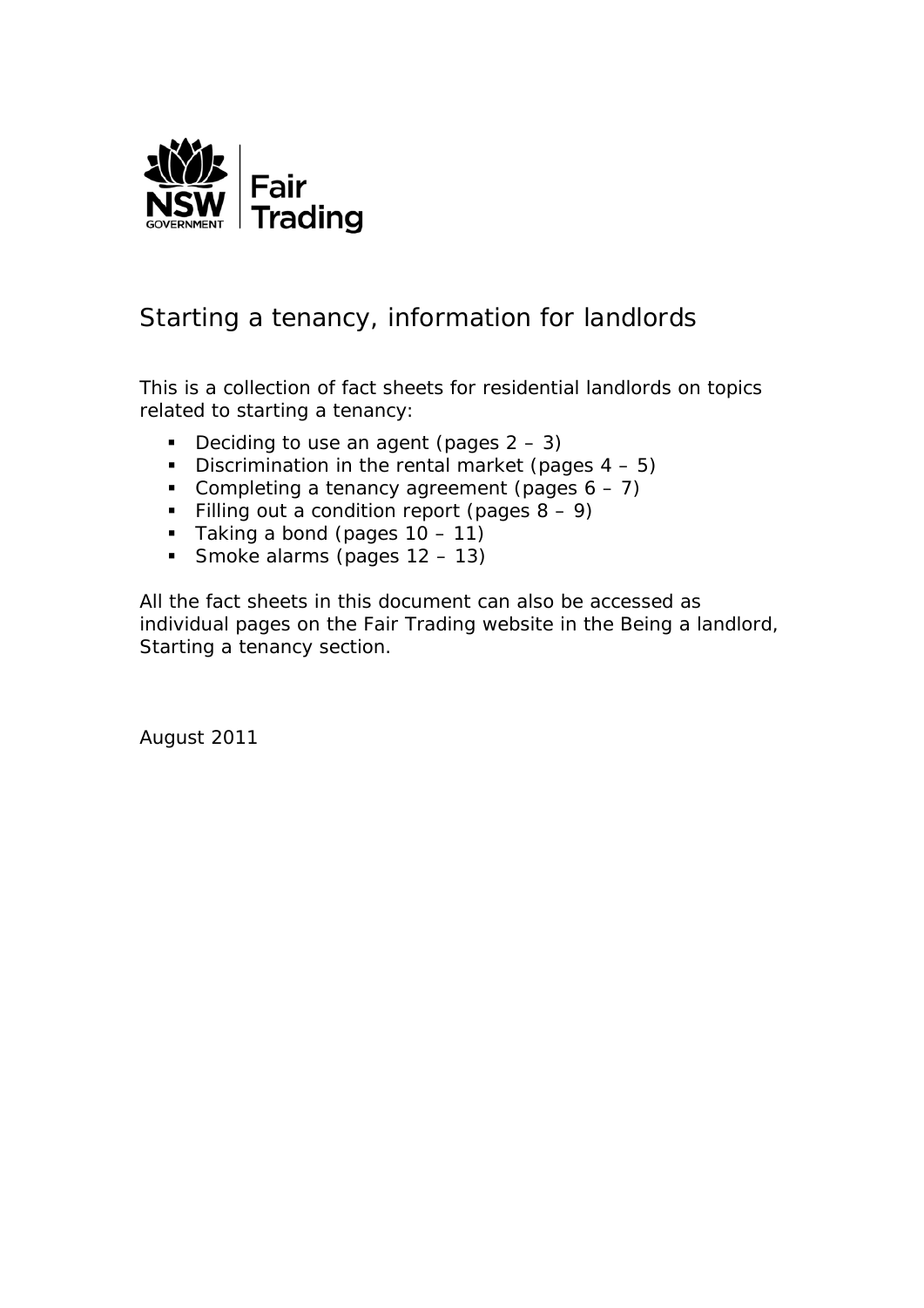# Starting a tenancy, information for landlords

This is a collection of fact sheets for residential landlords on topics related to starting a tenancy:

- Deciding to use an agent (pages 2 – 3)
- Discrimination in the rental market (pages 4 – 5)
- Completing a tenancy agreement (pages 6 – 7)
- Filling out a condition report (pages 8 – 9)
- Taking a bond (pages 10 – 11)
- Smoke alarms (pages 12 – 13)

All the fact sheets in this document can also be accessed as individual pages on the Fair Trading website in the Being a landlord, Starting a tenancy section.

August 2011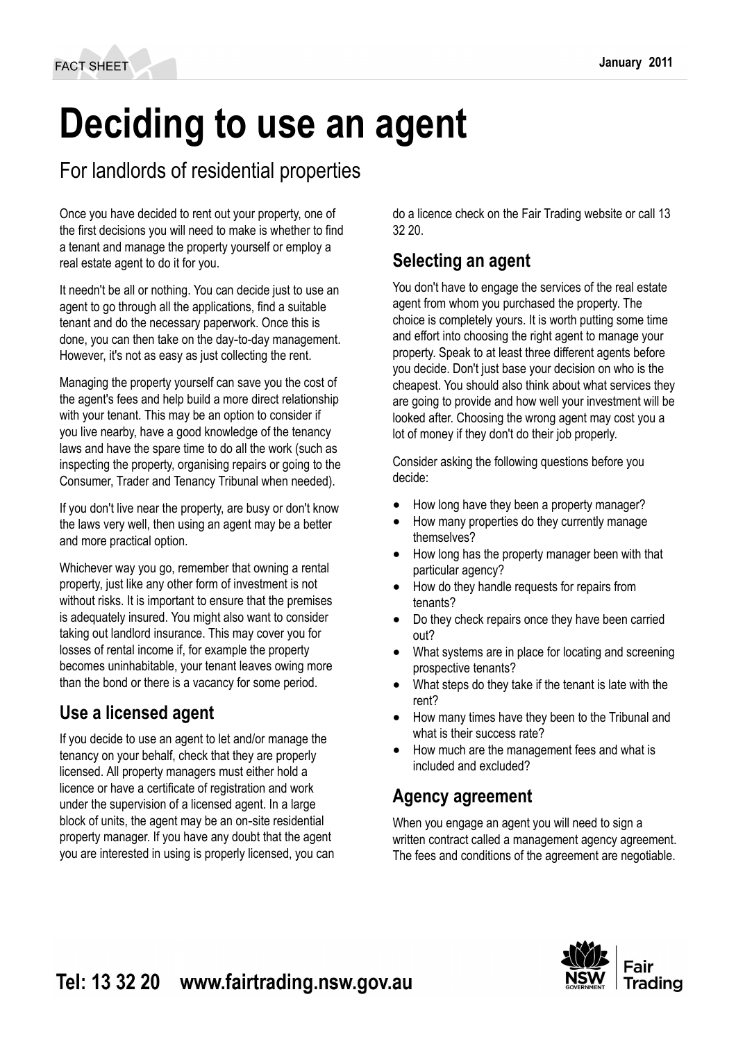# Deciding to use an agent

## For landlords of residential properties

Once you have decided to rent out your property, one of the first decisions you will need to make is whether to find a tenant and manage the property yourself or employ a real estate agent to do it for you.

It needn't be all or nothing. You can decide just to use an agent to go through all the applications, find a suitable tenant and do the necessary paperwork. Once this is done, you can then take on the day-to-day management. However, it's not as easy as just collecting the rent.

Managing the property yourself can save you the cost of the agent's fees and help build a more direct relationship with your tenant. This may be an option to consider if you live nearby, have a good knowledge of the tenancy laws and have the spare time to do all the work (such as inspecting the property, organising repairs or going to the Consumer, Trader and Tenancy Tribunal when needed).

If you don't live near the property, are busy or don't know the laws very well, then using an agent may be a better and more practical option.

Whichever way you go, remember that owning a rental property, just like any other form of investment is not without risks. It is important to ensure that the premises is adequately insured. You might also want to consider taking out landlord insurance. This may cover you for losses of rental income if, for example the property becomes uninhabitable, your tenant leaves owing more than the bond or there is a vacancy for some period.

### Use a licensed agent

If you decide to use an agent to let and/or manage the tenancy on your behalf, check that they are properly licensed. All property managers must either hold a licence or have a certificate of registration and work under the supervision of a licensed agent. In a large block of units, the agent may be an on-site residential property manager. If you have any doubt that the agent you are interested in using is properly licensed, you can do a licence check on the Fair Trading website or call 13 32 20.

### Selecting an agent

You don't have to engage the services of the real estate agent from whom you purchased the property. The choice is completely yours. It is worth putting some time and effort into choosing the right agent to manage your property. Speak to at least three different agents before you decide. Don't just base your decision on who is the cheapest. You should also think about what services they are going to provide and how well your investment will be looked after. Choosing the wrong agent may cost you a lot of money if they don't do their job properly.

Consider asking the following questions before you decide:

- How long have they been a property manager?
- How many properties do they currently manage themselves?
- How long has the property manager been with that particular agency?
- How do they handle requests for repairs from tenants?
- Do they check repairs once they have been carried out?
- What systems are in place for locating and screening prospective tenants?
- What steps do they take if the tenant is late with the rent?
- How many times have they been to the Tribunal and what is their success rate?
- How much are the management fees and what is included and excluded?

### Agency agreement

When you engage an agent you will need to sign a written contract called a management agency agreement. The fees and conditions of the agreement are negotiable.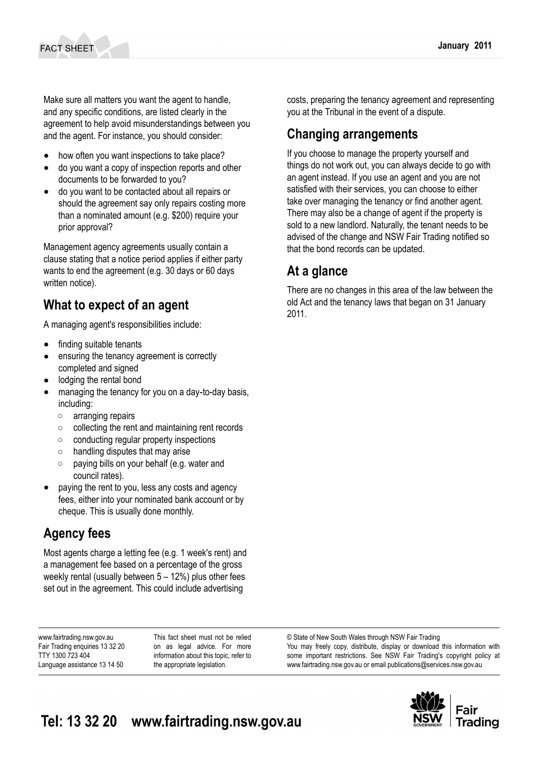Make sure all matters you want the agent to handle, and any specific conditions, are listed clearly in the agreement to help avoid misunderstandings between you and the agent. For instance, you should consider:

- how often you want inspections to take place?
- do you want a copy of inspection reports and other documents to be forwarded to you?
- do you want to be contacted about all repairs or should the agreement say only repairs costing more than a nominated amount (e.g. $200) require your prior approval?

Management agency agreements usually contain a clause stating that a notice period applies if either party wants to end the agreement (e.g. 30 days or 60 days written notice).

## What to expect of an agent

A managing agent's responsibilities include:

- finding suitable tenants
- ensuring the tenancy agreement is correctly completed and signed
- lodging the rental bond
- managing the tenancy for you on a day-to-day basis, including:
  - arranging repairs
  - collecting the rent and maintaining rent records
  - conducting regular property inspections
  - handling disputes that may arise
  - paying bills on your behalf (e.g. water and council rates).
- paying the rent to you, less any costs and agency fees, either into your nominated bank account or by cheque. This is usually done monthly.

## Agency fees

Most agents charge a letting fee (e.g. 1 week's rent) and a management fee based on a percentage of the gross weekly rental (usually between 5 – 12%) plus other fees set out in the agreement. This could include advertising costs, preparing the tenancy agreement and representing you at the Tribunal in the event of a dispute.

## Changing arrangements

If you choose to manage the property yourself and things do not work out, you can always decide to go with an agent instead. If you use an agent and you are not satisfied with their services, you can choose to either take over managing the tenancy or find another agent. There may also be a change of agent if the property is sold to a new landlord. Naturally, the tenant needs to be advised of the change and NSW Fair Trading notified so that the bond records can be updated.

## At a glance

There are no changes in this area of the law between the old Act and the tenancy laws that began on 31 January 2011.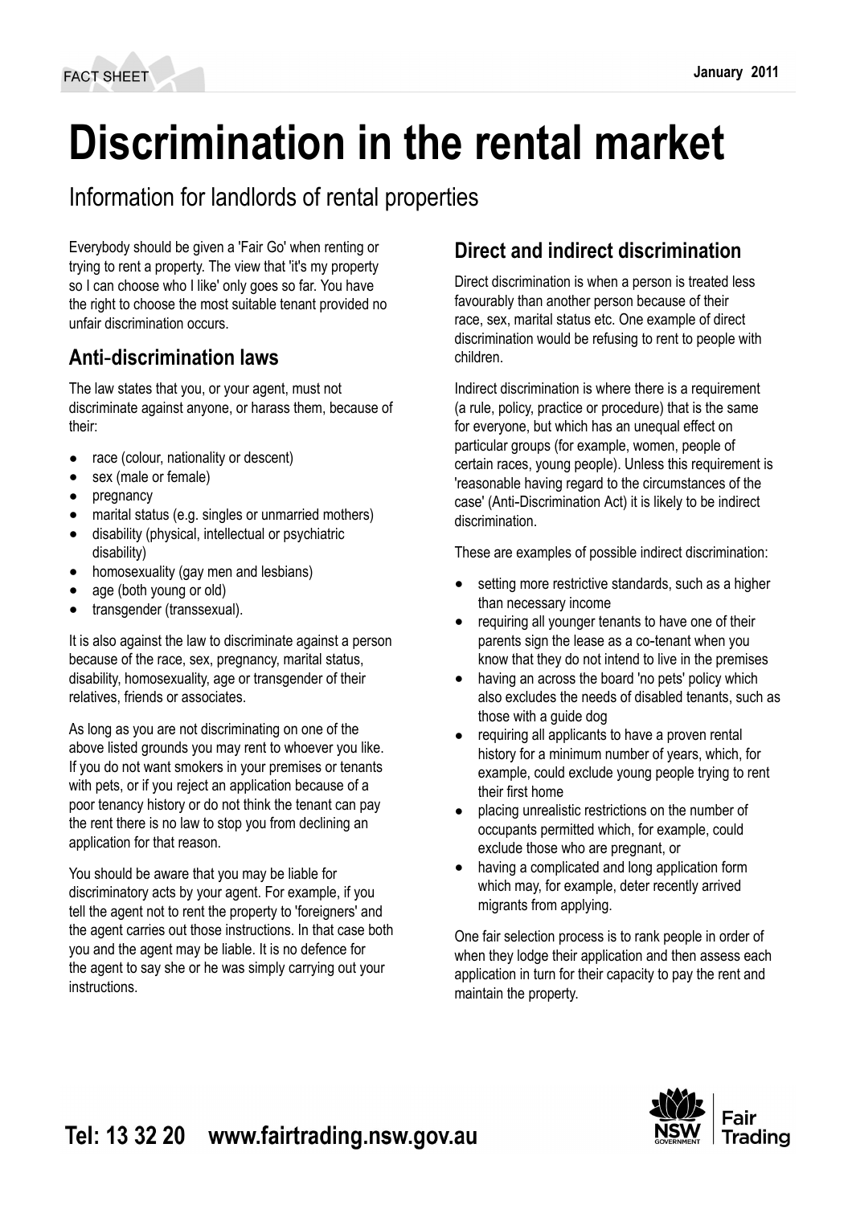# Discrimination in the rental market

## Information for landlords of rental properties

Everybody should be given a 'Fair Go' when renting or trying to rent a property. The view that 'it's my property so I can choose who I like' only goes so far. You have the right to choose the most suitable tenant provided no unfair discrimination occurs.

## Anti-discrimination laws

The law states that you, or your agent, must not discriminate against anyone, or harass them, because of their:

- race (colour, nationality or descent)
- sex (male or female)
- pregnancy
- marital status (e.g. singles or unmarried mothers)
- disability (physical, intellectual or psychiatric disability)
- homosexuality (gay men and lesbians)
- age (both young or old)
- transgender (transsexual).

It is also against the law to discriminate against a person because of the race, sex, pregnancy, marital status, disability, homosexuality, age or transgender of their relatives, friends or associates.

As long as you are not discriminating on one of the above listed grounds you may rent to whoever you like. If you do not want smokers in your premises or tenants with pets, or if you reject an application because of a poor tenancy history or do not think the tenant can pay the rent there is no law to stop you from declining an application for that reason.

You should be aware that you may be liable for discriminatory acts by your agent. For example, if you tell the agent not to rent the property to 'foreigners' and the agent carries out those instructions. In that case both you and the agent may be liable. It is no defence for the agent to say she or he was simply carrying out your instructions.

## Direct and indirect discrimination

Direct discrimination is when a person is treated less favourably than another person because of their race, sex, marital status etc. One example of direct discrimination would be refusing to rent to people with children.

Indirect discrimination is where there is a requirement (a rule, policy, practice or procedure) that is the same for everyone, but which has an unequal effect on particular groups (for example, women, people of certain races, young people). Unless this requirement is 'reasonable having regard to the circumstances of the case' (Anti-Discrimination Act) it is likely to be indirect discrimination.

These are examples of possible indirect discrimination:

- setting more restrictive standards, such as a higher than necessary income
- requiring all younger tenants to have one of their parents sign the lease as a co-tenant when you know that they do not intend to live in the premises
- having an across the board 'no pets' policy which also excludes the needs of disabled tenants, such as those with a guide dog
- requiring all applicants to have a proven rental history for a minimum number of years, which, for example, could exclude young people trying to rent their first home
- placing unrealistic restrictions on the number of occupants permitted which, for example, could exclude those who are pregnant, or
- having a complicated and long application form which may, for example, deter recently arrived migrants from applying.

One fair selection process is to rank people in order of when they lodge their application and then assess each application in turn for their capacity to pay the rent and maintain the property.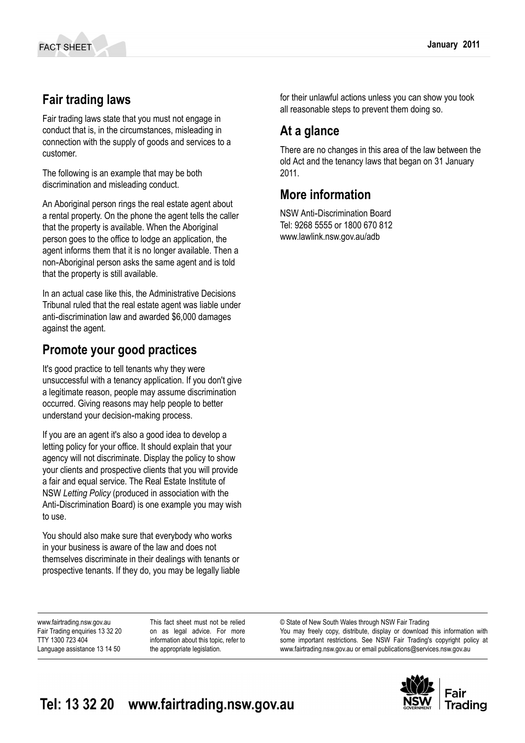## Fair trading laws

Fair trading laws state that you must not engage in conduct that is, in the circumstances, misleading in connection with the supply of goods and services to a customer.

The following is an example that may be both discrimination and misleading conduct.

An Aboriginal person rings the real estate agent about a rental property. On the phone the agent tells the caller that the property is available. When the Aboriginal person goes to the office to lodge an application, the agent informs them that it is no longer available. Then a non-Aboriginal person asks the same agent and is told that the property is still available.

In an actual case like this, the Administrative Decisions Tribunal ruled that the real estate agent was liable under anti-discrimination law and awarded $6,000 damages against the agent.

## Promote your good practices

It's good practice to tell tenants why they were unsuccessful with a tenancy application. If you don't give a legitimate reason, people may assume discrimination occurred. Giving reasons may help people to better understand your decision-making process.

If you are an agent it's also a good idea to develop a letting policy for your office. It should explain that your agency will not discriminate. Display the policy to show your clients and prospective clients that you will provide a fair and equal service. The Real Estate Institute of NSW *Letting Policy* (produced in association with the Anti-Discrimination Board) is one example you may wish to use.

You should also make sure that everybody who works in your business is aware of the law and does not themselves discriminate in their dealings with tenants or prospective tenants. If they do, you may be legally liable for their unlawful actions unless you can show you took all reasonable steps to prevent them doing so.

## At a glance

There are no changes in this area of the law between the old Act and the tenancy laws that began on 31 January 2011.

## More information

NSW Anti-Discrimination Board
Tel: 9268 5555 or 1800 670 812
www.lawlink.nsw.gov.au/adb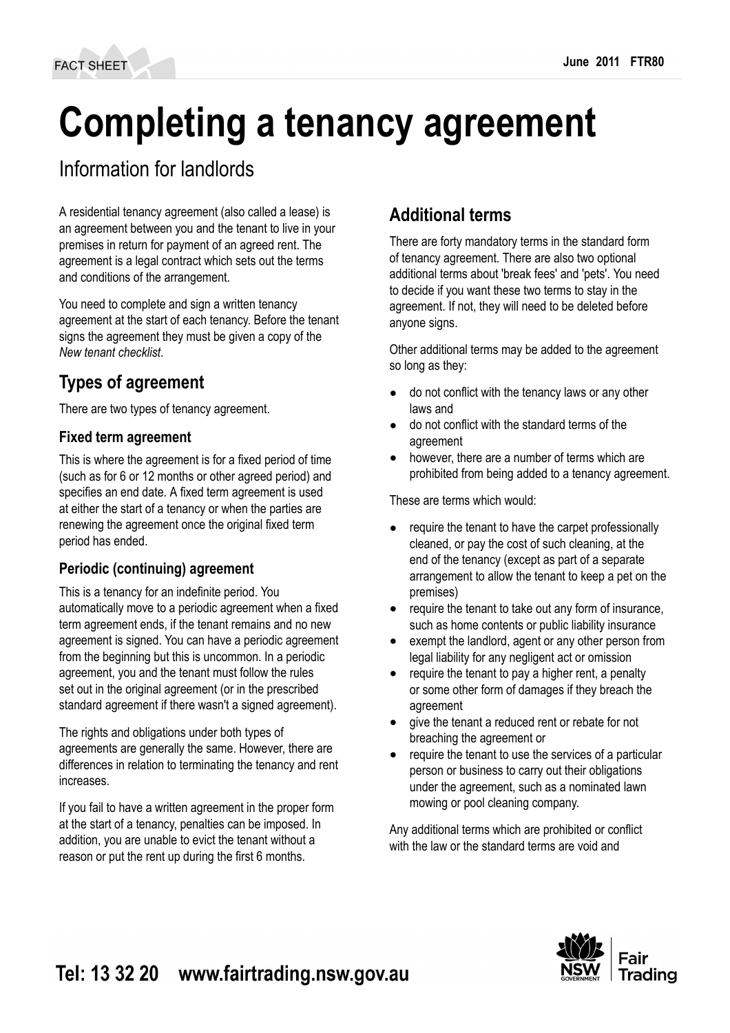# Completing a tenancy agreement

## Information for landlords

A residential tenancy agreement (also called a lease) is an agreement between you and the tenant to live in your premises in return for payment of an agreed rent. The agreement is a legal contract which sets out the terms and conditions of the arrangement.

You need to complete and sign a written tenancy agreement at the start of each tenancy. Before the tenant signs the agreement they must be given a copy of the *New tenant checklist*.

## Types of agreement

There are two types of tenancy agreement.

### Fixed term agreement

This is where the agreement is for a fixed period of time (such as for 6 or 12 months or other agreed period) and specifies an end date. A fixed term agreement is used at either the start of a tenancy or when the parties are renewing the agreement once the original fixed term period has ended.

### Periodic (continuing) agreement

This is a tenancy for an indefinite period. You automatically move to a periodic agreement when a fixed term agreement ends, if the tenant remains and no new agreement is signed. You can have a periodic agreement from the beginning but this is uncommon. In a periodic agreement, you and the tenant must follow the rules set out in the original agreement (or in the prescribed standard agreement if there wasn't a signed agreement).

The rights and obligations under both types of agreements are generally the same. However, there are differences in relation to terminating the tenancy and rent increases.

If you fail to have a written agreement in the proper form at the start of a tenancy, penalties can be imposed. In addition, you are unable to evict the tenant without a reason or put the rent up during the first 6 months.

## Additional terms

There are forty mandatory terms in the standard form of tenancy agreement. There are also two optional additional terms about 'break fees' and 'pets'. You need to decide if you want these two terms to stay in the agreement. If not, they will need to be deleted before anyone signs.

Other additional terms may be added to the agreement so long as they:

- do not conflict with the tenancy laws or any other laws and
- do not conflict with the standard terms of the agreement
- however, there are a number of terms which are prohibited from being added to a tenancy agreement.

These are terms which would:

- require the tenant to have the carpet professionally cleaned, or pay the cost of such cleaning, at the end of the tenancy (except as part of a separate arrangement to allow the tenant to keep a pet on the premises)
- require the tenant to take out any form of insurance, such as home contents or public liability insurance
- exempt the landlord, agent or any other person from legal liability for any negligent act or omission
- require the tenant to pay a higher rent, a penalty or some other form of damages if they breach the agreement
- give the tenant a reduced rent or rebate for not breaching the agreement or
- require the tenant to use the services of a particular person or business to carry out their obligations under the agreement, such as a nominated lawn mowing or pool cleaning company.

Any additional terms which are prohibited or conflict with the law or the standard terms are void and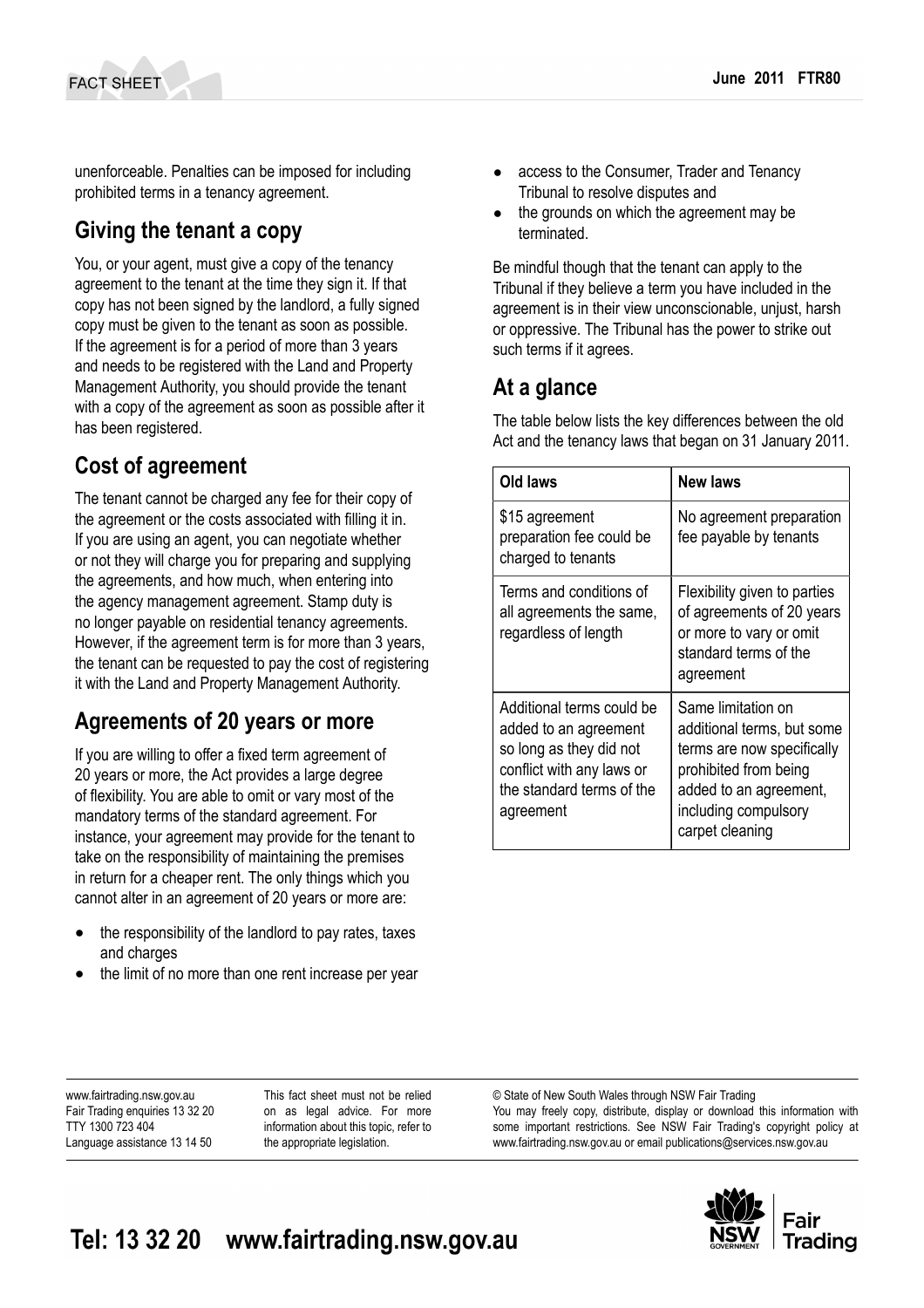unenforceable. Penalties can be imposed for including prohibited terms in a tenancy agreement.

## Giving the tenant a copy

You, or your agent, must give a copy of the tenancy agreement to the tenant at the time they sign it. If that copy has not been signed by the landlord, a fully signed copy must be given to the tenant as soon as possible. If the agreement is for a period of more than 3 years and needs to be registered with the Land and Property Management Authority, you should provide the tenant with a copy of the agreement as soon as possible after it has been registered.

## Cost of agreement

The tenant cannot be charged any fee for their copy of the agreement or the costs associated with filling it in. If you are using an agent, you can negotiate whether or not they will charge you for preparing and supplying the agreements, and how much, when entering into the agency management agreement. Stamp duty is no longer payable on residential tenancy agreements. However, if the agreement term is for more than 3 years, the tenant can be requested to pay the cost of registering it with the Land and Property Management Authority.

## Agreements of 20 years or more

If you are willing to offer a fixed term agreement of 20 years or more, the Act provides a large degree of flexibility. You are able to omit or vary most of the mandatory terms of the standard agreement. For instance, your agreement may provide for the tenant to take on the responsibility of maintaining the premises in return for a cheaper rent. The only things which you cannot alter in an agreement of 20 years or more are:

- the responsibility of the landlord to pay rates, taxes and charges
- the limit of no more than one rent increase per year
- access to the Consumer, Trader and Tenancy Tribunal to resolve disputes and
- the grounds on which the agreement may be terminated.

Be mindful though that the tenant can apply to the Tribunal if they believe a term you have included in the agreement is in their view unconscionable, unjust, harsh or oppressive. The Tribunal has the power to strike out such terms if it agrees.

## At a glance

The table below lists the key differences between the old Act and the tenancy laws that began on 31 January 2011.

| Old laws | New laws |
|---|---|
| $15 agreement preparation fee could be charged to tenants | No agreement preparation fee payable by tenants |
| Terms and conditions of all agreements the same, regardless of length | Flexibility given to parties of agreements of 20 years or more to vary or omit standard terms of the agreement |
| Additional terms could be added to an agreement so long as they did not conflict with any laws or the standard terms of the agreement | Same limitation on additional terms, but some terms are now specifically prohibited from being added to an agreement, including compulsory carpet cleaning |

www.fairtrading.nsw.gov.au
Fair Trading enquiries 13 32 20
TTY 1300 723 404
Language assistance 13 14 50

This fact sheet must not be relied on as legal advice. For more information about this topic, refer to the appropriate legislation.

© State of New South Wales through NSW Fair Trading
You may freely copy, distribute, display or download this information with some important restrictions. See NSW Fair Trading's copyright policy at www.fairtrading.nsw.gov.au or email publications@services.nsw.gov.au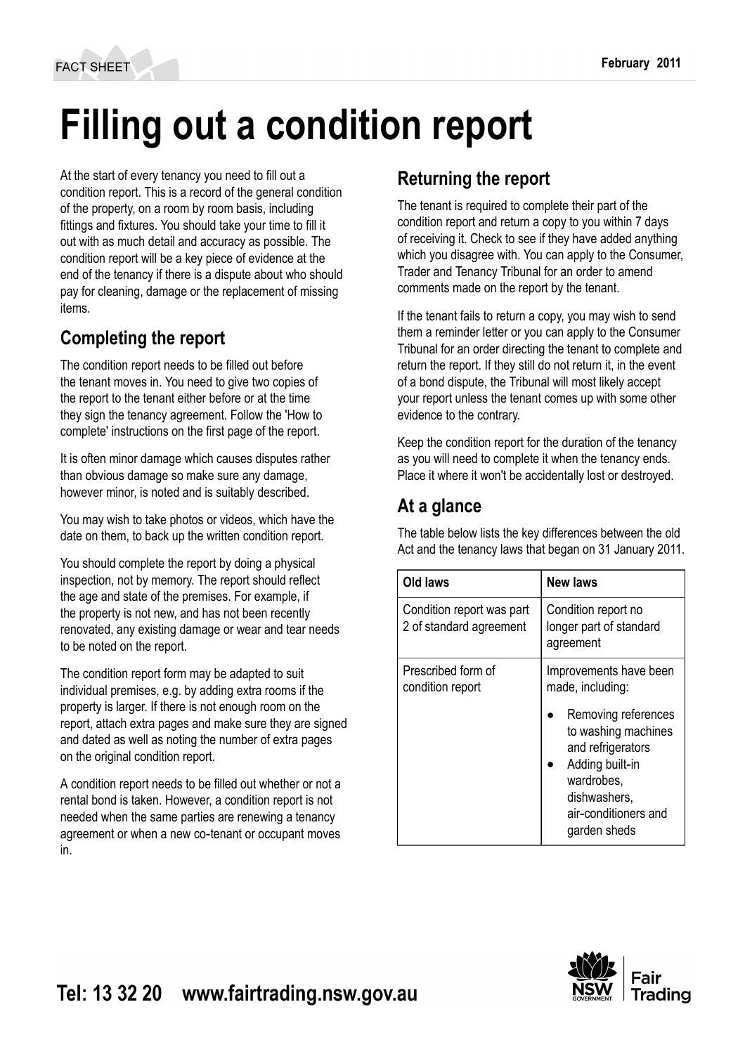# Filling out a condition report

At the start of every tenancy you need to fill out a condition report. This is a record of the general condition of the property, on a room by room basis, including fittings and fixtures. You should take your time to fill it out with as much detail and accuracy as possible. The condition report will be a key piece of evidence at the end of the tenancy if there is a dispute about who should pay for cleaning, damage or the replacement of missing items.

## Completing the report

The condition report needs to be filled out before the tenant moves in. You need to give two copies of the report to the tenant either before or at the time they sign the tenancy agreement. Follow the 'How to complete' instructions on the first page of the report.

It is often minor damage which causes disputes rather than obvious damage so make sure any damage, however minor, is noted and is suitably described.

You may wish to take photos or videos, which have the date on them, to back up the written condition report.

You should complete the report by doing a physical inspection, not by memory. The report should reflect the age and state of the premises. For example, if the property is not new, and has not been recently renovated, any existing damage or wear and tear needs to be noted on the report.

The condition report form may be adapted to suit individual premises, e.g. by adding extra rooms if the property is larger. If there is not enough room on the report, attach extra pages and make sure they are signed and dated as well as noting the number of extra pages on the original condition report.

A condition report needs to be filled out whether or not a rental bond is taken. However, a condition report is not needed when the same parties are renewing a tenancy agreement or when a new co-tenant or occupant moves in.

## Returning the report

The tenant is required to complete their part of the condition report and return a copy to you within 7 days of receiving it. Check to see if they have added anything which you disagree with. You can apply to the Consumer, Trader and Tenancy Tribunal for an order to amend comments made on the report by the tenant.

If the tenant fails to return a copy, you may wish to send them a reminder letter or you can apply to the Consumer Tribunal for an order directing the tenant to complete and return the report. If they still do not return it, in the event of a bond dispute, the Tribunal will most likely accept your report unless the tenant comes up with some other evidence to the contrary.

Keep the condition report for the duration of the tenancy as you will need to complete it when the tenancy ends. Place it where it won't be accidentally lost or destroyed.

## At a glance

The table below lists the key differences between the old Act and the tenancy laws that began on 31 January 2011.

| Old laws | New laws |
| --- | --- |
| Condition report was part 2 of standard agreement | Condition report no longer part of standard agreement |
| Prescribed form of condition report | Improvements have been made, including:<br>• Removing references to washing machines and refrigerators<br>• Adding built-in wardrobes, dishwashers, air-conditioners and garden sheds |

Tel: 13 32 20 www.fairtrading.nsw.gov.au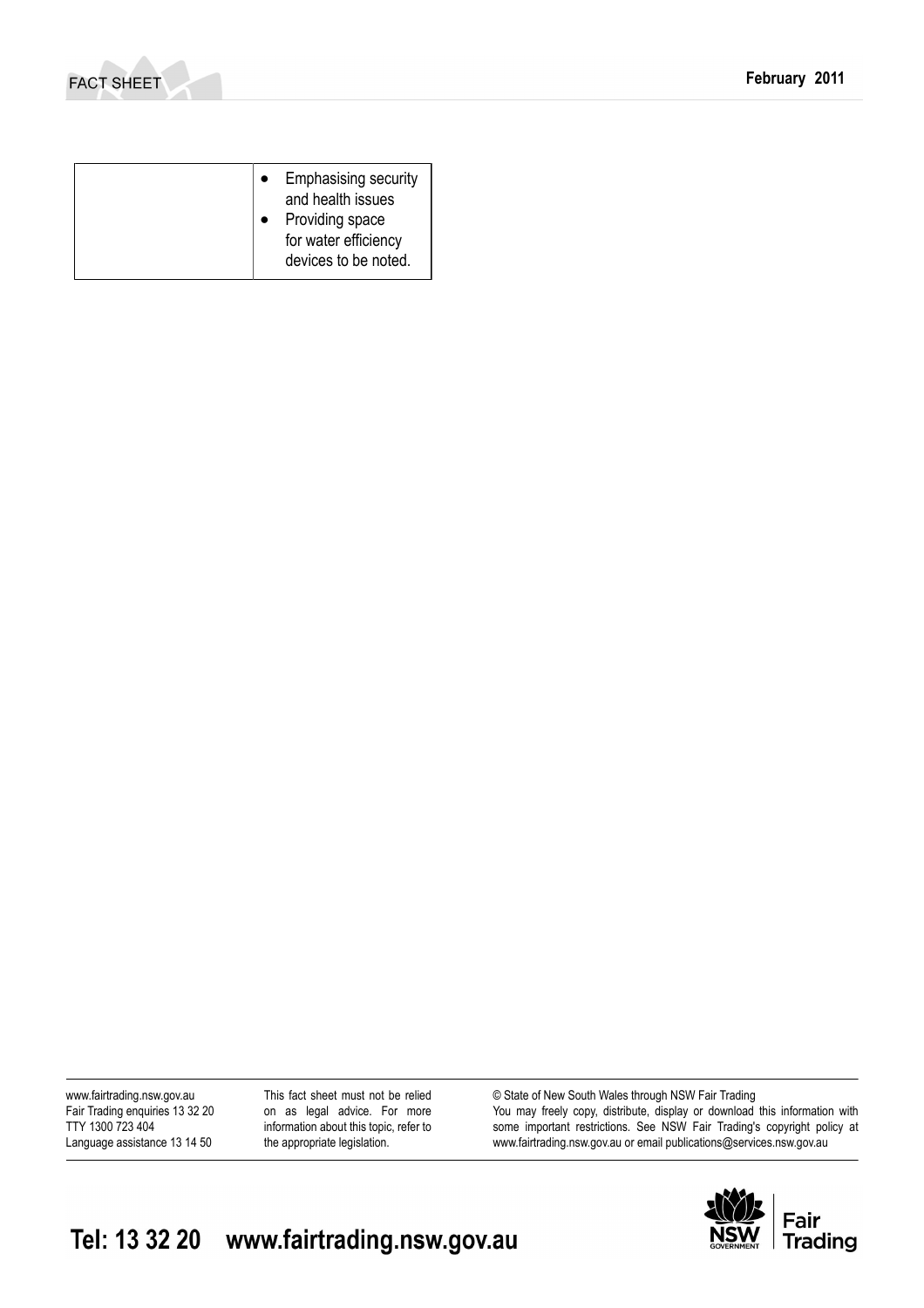|  |  |
|---|---|
|  | • Emphasising security and health issues<br>• Providing space for water efficiency devices to be noted. |

www.fairtrading.nsw.gov.au
Fair Trading enquiries 13 32 20
TTY 1300 723 404
Language assistance 13 14 50

This fact sheet must not be relied on as legal advice. For more information about this topic, refer to the appropriate legislation.

© State of New South Wales through NSW Fair Trading
You may freely copy, distribute, display or download this information with some important restrictions. See NSW Fair Trading's copyright policy at www.fairtrading.nsw.gov.au or email publications@services.nsw.gov.au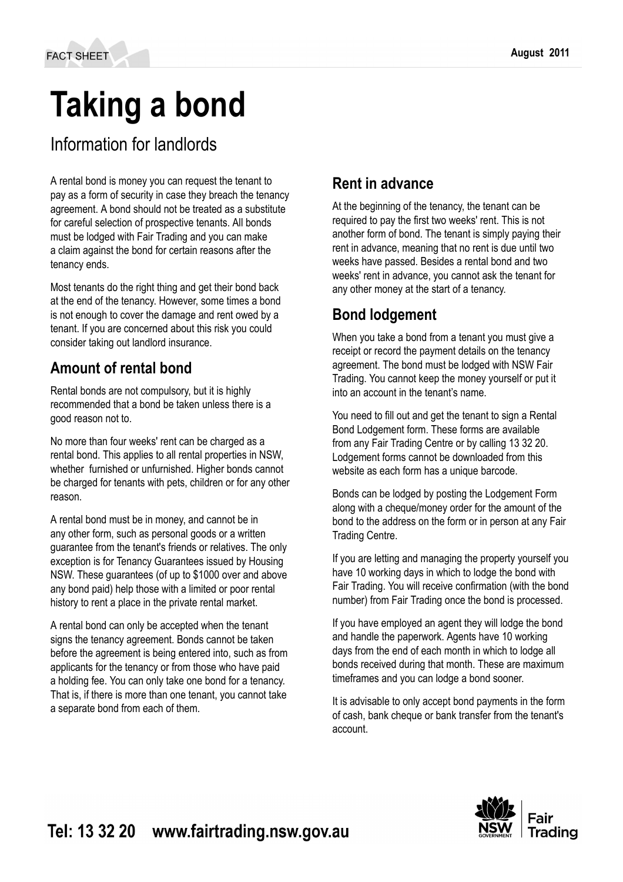FACT SHEET

August 2011

# Taking a bond

## Information for landlords

A rental bond is money you can request the tenant to pay as a form of security in case they breach the tenancy agreement. A bond should not be treated as a substitute for careful selection of prospective tenants. All bonds must be lodged with Fair Trading and you can make a claim against the bond for certain reasons after the tenancy ends.

Most tenants do the right thing and get their bond back at the end of the tenancy. However, some times a bond is not enough to cover the damage and rent owed by a tenant. If you are concerned about this risk you could consider taking out landlord insurance.

### Amount of rental bond

Rental bonds are not compulsory, but it is highly recommended that a bond be taken unless there is a good reason not to.

No more than four weeks' rent can be charged as a rental bond. This applies to all rental properties in NSW, whether furnished or unfurnished. Higher bonds cannot be charged for tenants with pets, children or for any other reason.

A rental bond must be in money, and cannot be in any other form, such as personal goods or a written guarantee from the tenant's friends or relatives. The only exception is for Tenancy Guarantees issued by Housing NSW. These guarantees (of up to $1000 over and above any bond paid) help those with a limited or poor rental history to rent a place in the private rental market.

A rental bond can only be accepted when the tenant signs the tenancy agreement. Bonds cannot be taken before the agreement is being entered into, such as from applicants for the tenancy or from those who have paid a holding fee. You can only take one bond for a tenancy. That is, if there is more than one tenant, you cannot take a separate bond from each of them.

### Rent in advance

At the beginning of the tenancy, the tenant can be required to pay the first two weeks' rent. This is not another form of bond. The tenant is simply paying their rent in advance, meaning that no rent is due until two weeks have passed. Besides a rental bond and two weeks' rent in advance, you cannot ask the tenant for any other money at the start of a tenancy.

### Bond lodgement

When you take a bond from a tenant you must give a receipt or record the payment details on the tenancy agreement. The bond must be lodged with NSW Fair Trading. You cannot keep the money yourself or put it into an account in the tenant's name.

You need to fill out and get the tenant to sign a Rental Bond Lodgement form. These forms are available from any Fair Trading Centre or by calling 13 32 20. Lodgement forms cannot be downloaded from this website as each form has a unique barcode.

Bonds can be lodged by posting the Lodgement Form along with a cheque/money order for the amount of the bond to the address on the form or in person at any Fair Trading Centre.

If you are letting and managing the property yourself you have 10 working days in which to lodge the bond with Fair Trading. You will receive confirmation (with the bond number) from Fair Trading once the bond is processed.

If you have employed an agent they will lodge the bond and handle the paperwork. Agents have 10 working days from the end of each month in which to lodge all bonds received during that month. These are maximum timeframes and you can lodge a bond sooner.

It is advisable to only accept bond payments in the form of cash, bank cheque or bank transfer from the tenant's account.

**Tel: 13 32 20 www.fairtrading.nsw.gov.au**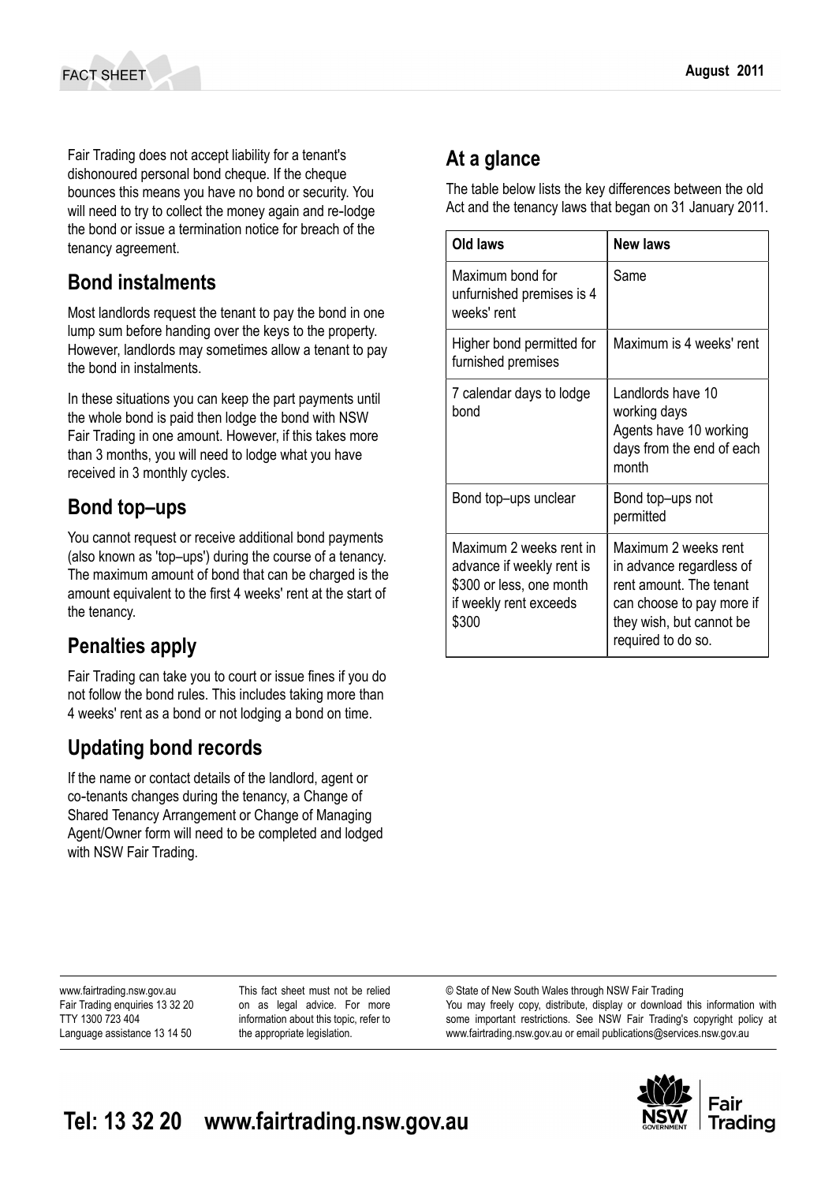Fair Trading does not accept liability for a tenant's dishonoured personal bond cheque. If the cheque bounces this means you have no bond or security. You will need to try to collect the money again and re-lodge the bond or issue a termination notice for breach of the tenancy agreement.

## Bond instalments

Most landlords request the tenant to pay the bond in one lump sum before handing over the keys to the property. However, landlords may sometimes allow a tenant to pay the bond in instalments.

In these situations you can keep the part payments until the whole bond is paid then lodge the bond with NSW Fair Trading in one amount. However, if this takes more than 3 months, you will need to lodge what you have received in 3 monthly cycles.

## Bond top–ups

You cannot request or receive additional bond payments (also known as 'top–ups') during the course of a tenancy. The maximum amount of bond that can be charged is the amount equivalent to the first 4 weeks' rent at the start of the tenancy.

## Penalties apply

Fair Trading can take you to court or issue fines if you do not follow the bond rules. This includes taking more than 4 weeks' rent as a bond or not lodging a bond on time.

## Updating bond records

If the name or contact details of the landlord, agent or co-tenants changes during the tenancy, a Change of Shared Tenancy Arrangement or Change of Managing Agent/Owner form will need to be completed and lodged with NSW Fair Trading.

## At a glance

The table below lists the key differences between the old Act and the tenancy laws that began on 31 January 2011.

| Old laws | New laws |
|---|---|
| Maximum bond for unfurnished premises is 4 weeks' rent | Same |
| Higher bond permitted for furnished premises | Maximum is 4 weeks' rent |
| 7 calendar days to lodge bond | Landlords have 10 working days<br>Agents have 10 working days from the end of each month |
| Bond top–ups unclear | Bond top–ups not permitted |
| Maximum 2 weeks rent in advance if weekly rent is $300 or less, one month if weekly rent exceeds $300 | Maximum 2 weeks rent in advance regardless of rent amount. The tenant can choose to pay more if they wish, but cannot be required to do so. |

www.fairtrading.nsw.gov.au
Fair Trading enquiries 13 32 20
TTY 1300 723 404
Language assistance 13 14 50

This fact sheet must not be relied on as legal advice. For more information about this topic, refer to the appropriate legislation.

© State of New South Wales through NSW Fair Trading
You may freely copy, distribute, display or download this information with some important restrictions. See NSW Fair Trading's copyright policy at www.fairtrading.nsw.gov.au or email publications@services.nsw.gov.au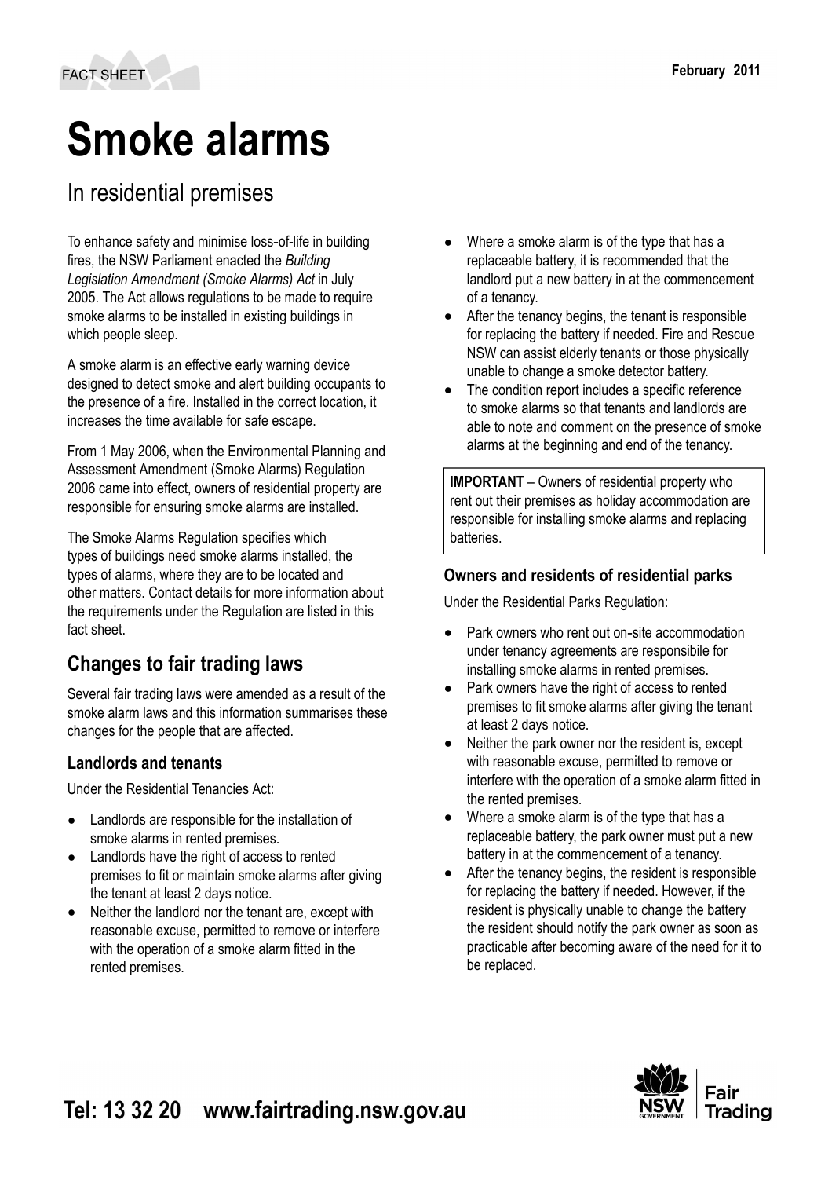FACT SHEET

February 2011

# Smoke alarms

## In residential premises

To enhance safety and minimise loss-of-life in building fires, the NSW Parliament enacted the *Building Legislation Amendment (Smoke Alarms) Act* in July 2005. The Act allows regulations to be made to require smoke alarms to be installed in existing buildings in which people sleep.

A smoke alarm is an effective early warning device designed to detect smoke and alert building occupants to the presence of a fire. Installed in the correct location, it increases the time available for safe escape.

From 1 May 2006, when the Environmental Planning and Assessment Amendment (Smoke Alarms) Regulation 2006 came into effect, owners of residential property are responsible for ensuring smoke alarms are installed.

The Smoke Alarms Regulation specifies which types of buildings need smoke alarms installed, the types of alarms, where they are to be located and other matters. Contact details for more information about the requirements under the Regulation are listed in this fact sheet.

## Changes to fair trading laws

Several fair trading laws were amended as a result of the smoke alarm laws and this information summarises these changes for the people that are affected.

### Landlords and tenants

Under the Residential Tenancies Act:

- Landlords are responsible for the installation of smoke alarms in rented premises.
- Landlords have the right of access to rented premises to fit or maintain smoke alarms after giving the tenant at least 2 days notice.
- Neither the landlord nor the tenant are, except with reasonable excuse, permitted to remove or interfere with the operation of a smoke alarm fitted in the rented premises.
- Where a smoke alarm is of the type that has a replaceable battery, it is recommended that the landlord put a new battery in at the commencement of a tenancy.
- After the tenancy begins, the tenant is responsible for replacing the battery if needed. Fire and Rescue NSW can assist elderly tenants or those physically unable to change a smoke detector battery.
- The condition report includes a specific reference to smoke alarms so that tenants and landlords are able to note and comment on the presence of smoke alarms at the beginning and end of the tenancy.

**IMPORTANT** – Owners of residential property who rent out their premises as holiday accommodation are responsible for installing smoke alarms and replacing batteries.

### Owners and residents of residential parks

Under the Residential Parks Regulation:

- Park owners who rent out on-site accommodation under tenancy agreements are responsibile for installing smoke alarms in rented premises.
- Park owners have the right of access to rented premises to fit smoke alarms after giving the tenant at least 2 days notice.
- Neither the park owner nor the resident is, except with reasonable excuse, permitted to remove or interfere with the operation of a smoke alarm fitted in the rented premises.
- Where a smoke alarm is of the type that has a replaceable battery, the park owner must put a new battery in at the commencement of a tenancy.
- After the tenancy begins, the resident is responsible for replacing the battery if needed. However, if the resident is physically unable to change the battery the resident should notify the park owner as soon as practicable after becoming aware of the need for it to be replaced.

**Tel: 13 32 20 www.fairtrading.nsw.gov.au**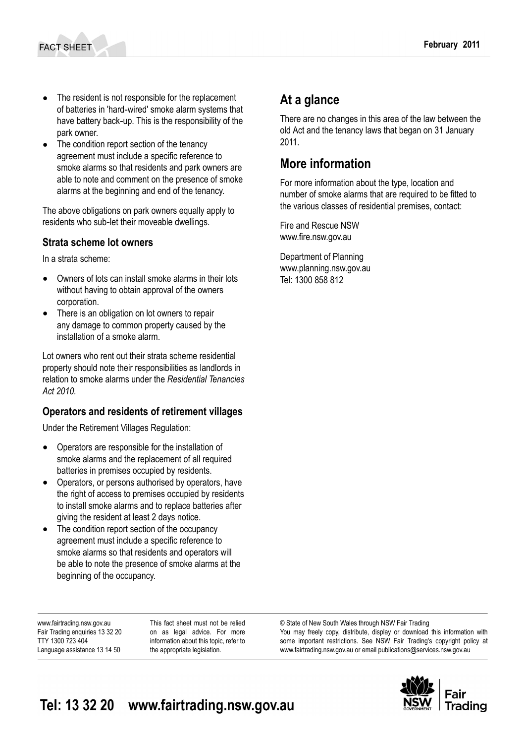- The resident is not responsible for the replacement of batteries in 'hard-wired' smoke alarm systems that have battery back-up. This is the responsibility of the park owner.
- The condition report section of the tenancy agreement must include a specific reference to smoke alarms so that residents and park owners are able to note and comment on the presence of smoke alarms at the beginning and end of the tenancy.

The above obligations on park owners equally apply to residents who sub-let their moveable dwellings.

### Strata scheme lot owners

In a strata scheme:

- Owners of lots can install smoke alarms in their lots without having to obtain approval of the owners corporation.
- There is an obligation on lot owners to repair any damage to common property caused by the installation of a smoke alarm.

Lot owners who rent out their strata scheme residential property should note their responsibilities as landlords in relation to smoke alarms under the *Residential Tenancies Act 2010.*

### Operators and residents of retirement villages

Under the Retirement Villages Regulation:

- Operators are responsible for the installation of smoke alarms and the replacement of all required batteries in premises occupied by residents.
- Operators, or persons authorised by operators, have the right of access to premises occupied by residents to install smoke alarms and to replace batteries after giving the resident at least 2 days notice.
- The condition report section of the occupancy agreement must include a specific reference to smoke alarms so that residents and operators will be able to note the presence of smoke alarms at the beginning of the occupancy.

## At a glance

There are no changes in this area of the law between the old Act and the tenancy laws that began on 31 January 2011.

## More information

For more information about the type, location and number of smoke alarms that are required to be fitted to the various classes of residential premises, contact:

Fire and Rescue NSW
www.fire.nsw.gov.au

Department of Planning
www.planning.nsw.gov.au
Tel: 1300 858 812

www.fairtrading.nsw.gov.au
Fair Trading enquiries 13 32 20
TTY 1300 723 404
Language assistance 13 14 50

This fact sheet must not be relied on as legal advice. For more information about this topic, refer to the appropriate legislation.

© State of New South Wales through NSW Fair Trading
You may freely copy, distribute, display or download this information with some important restrictions. See NSW Fair Trading's copyright policy at www.fairtrading.nsw.gov.au or email publications@services.nsw.gov.au

**Tel: 13 32 20 www.fairtrading.nsw.gov.au**